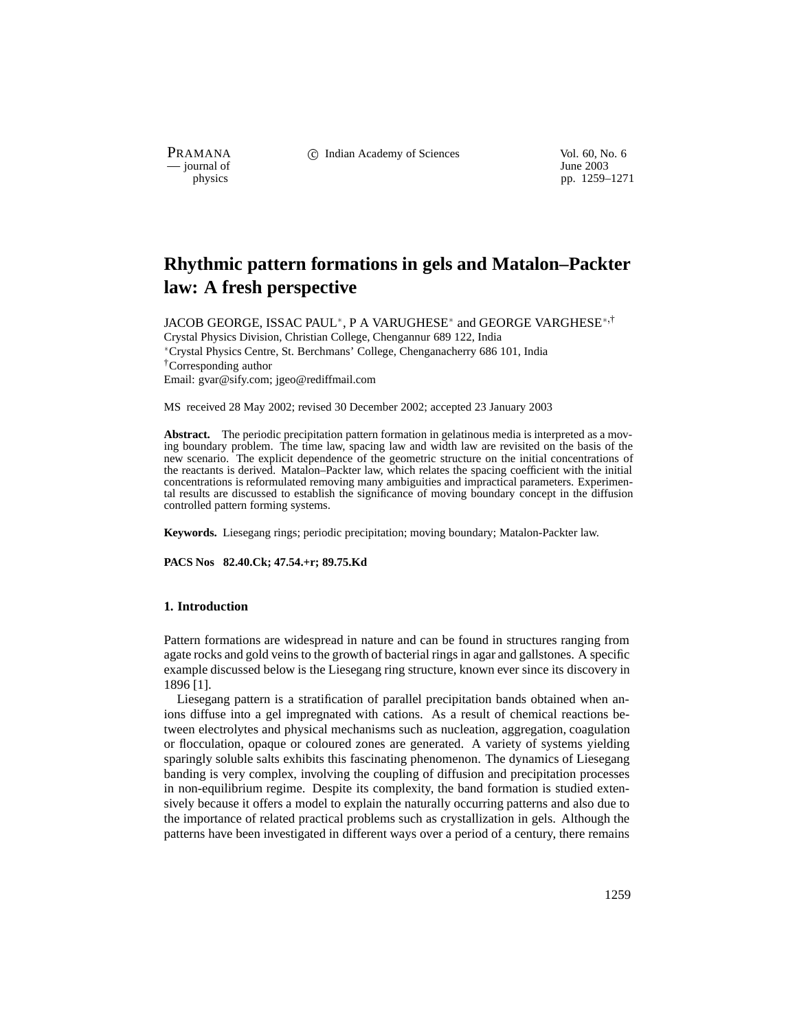# Rhythmic pattern formations in gels and Matalon–Packter law: A fresh perspective

JACOB GEORGE, ISSAC PAUL*, P A VARUGHESE* and GEORGE VARGHESE*,†

Crystal Physics Division, Christian College, Chengannur 689 122, India

*Crystal Physics Centre, St. Berchmans' College, Chenganacherry 686 101, India

†Corresponding author

Email: gvar@sify.com; jgeo@rediffmail.com

MS received 28 May 2002; revised 30 December 2002; accepted 23 January 2003

**Abstract.** The periodic precipitation pattern formation in gelatinous media is interpreted as a moving boundary problem. The time law, spacing law and width law are revisited on the basis of the new scenario. The explicit dependence of the geometric structure on the initial concentrations of the reactants is derived. Matalon–Packter law, which relates the spacing coefficient with the initial concentrations is reformulated removing many ambiguities and impractical parameters. Experimental results are discussed to establish the significance of moving boundary concept in the diffusion controlled pattern forming systems.

**Keywords.** Liesegang rings; periodic precipitation; moving boundary; Matalon-Packter law.

**PACS Nos** 82.40.Ck; 47.54.+r; 89.75.Kd

## 1. Introduction

Pattern formations are widespread in nature and can be found in structures ranging from agate rocks and gold veins to the growth of bacterial rings in agar and gallstones. A specific example discussed below is the Liesegang ring structure, known ever since its discovery in 1896 [1].

Liesegang pattern is a stratification of parallel precipitation bands obtained when anions diffuse into a gel impregnated with cations. As a result of chemical reactions between electrolytes and physical mechanisms such as nucleation, aggregation, coagulation or flocculation, opaque or coloured zones are generated. A variety of systems yielding sparingly soluble salts exhibits this fascinating phenomenon. The dynamics of Liesegang banding is very complex, involving the coupling of diffusion and precipitation processes in non-equilibrium regime. Despite its complexity, the band formation is studied extensively because it offers a model to explain the naturally occurring patterns and also due to the importance of related practical problems such as crystallization in gels. Although the patterns have been investigated in different ways over a period of a century, there remains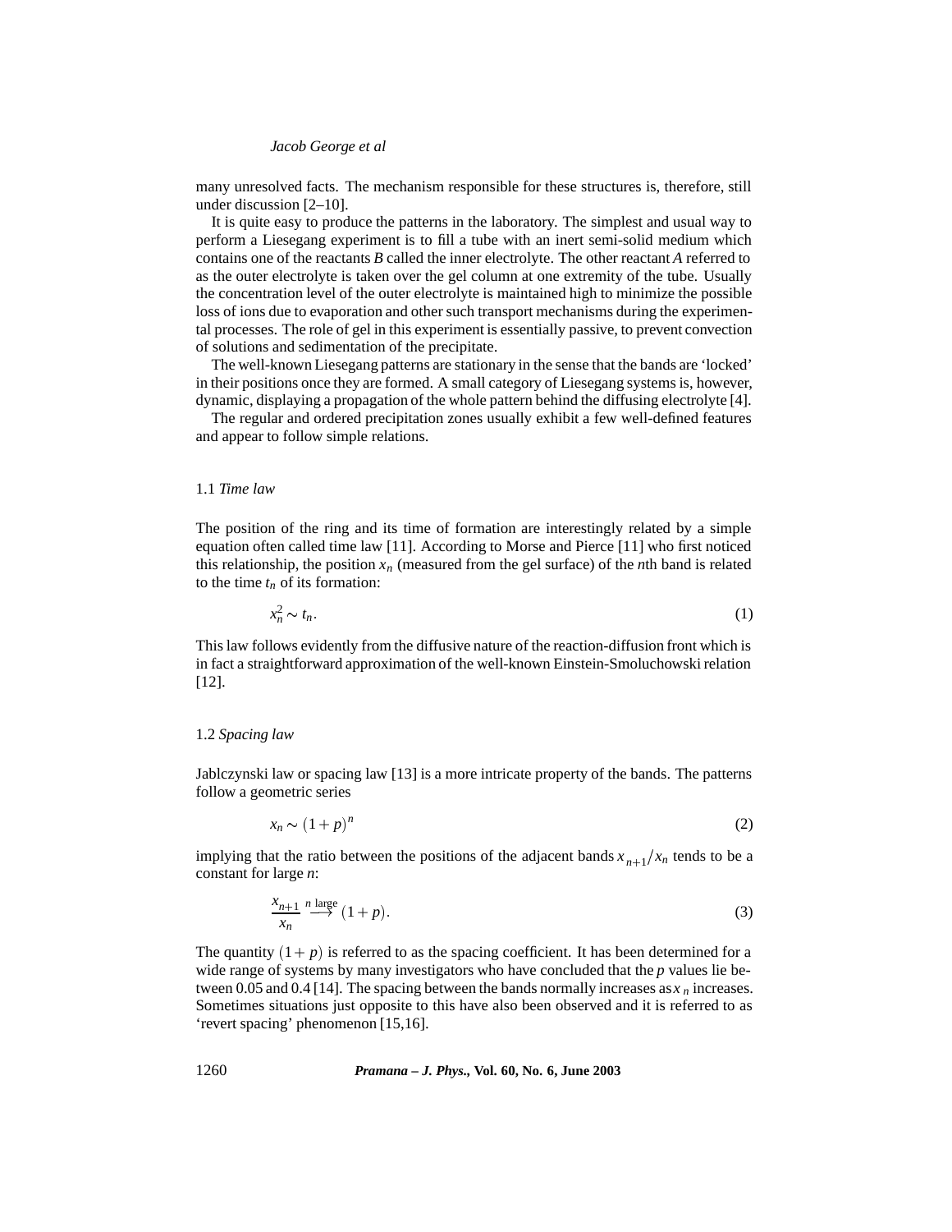many unresolved facts. The mechanism responsible for these structures is, therefore, still under discussion [2–10].

It is quite easy to produce the patterns in the laboratory. The simplest and usual way to perform a Liesegang experiment is to fill a tube with an inert semi-solid medium which contains one of the reactants *B* called the inner electrolyte. The other reactant *A* referred to as the outer electrolyte is taken over the gel column at one extremity of the tube. Usually the concentration level of the outer electrolyte is maintained high to minimize the possible loss of ions due to evaporation and other such transport mechanisms during the experimental processes. The role of gel in this experiment is essentially passive, to prevent convection of solutions and sedimentation of the precipitate.

The well-known Liesegang patterns are stationary in the sense that the bands are 'locked' in their positions once they are formed. A small category of Liesegang systems is, however, dynamic, displaying a propagation of the whole pattern behind the diffusing electrolyte [4].

The regular and ordered precipitation zones usually exhibit a few well-defined features and appear to follow simple relations.

### 1.1 *Time law*

The position of the ring and its time of formation are interestingly related by a simple equation often called time law [11]. According to Morse and Pierce [11] who first noticed this relationship, the position $x_n$ (measured from the gel surface) of the *n*th band is related to the time $t_n$ of its formation:

$$x_n^2 \sim t_n. \tag{1}$$

This law follows evidently from the diffusive nature of the reaction-diffusion front which is in fact a straightforward approximation of the well-known Einstein-Smoluchowski relation [12].

### 1.2 *Spacing law*

Jablczynski law or spacing law [13] is a more intricate property of the bands. The patterns follow a geometric series

$$x_n \sim (1+p)^n \tag{2}$$

implying that the ratio between the positions of the adjacent bands $x_{n+1}/x_n$ tends to be a constant for large *n*:

$$\frac{x_{n+1}}{x_n} \xrightarrow{n \text{ large}} (1+p). \tag{3}$$

The quantity $(1+p)$ is referred to as the spacing coefficient. It has been determined for a wide range of systems by many investigators who have concluded that the *p* values lie between 0.05 and 0.4 [14]. The spacing between the bands normally increases as $x_n$ increases. Sometimes situations just opposite to this have also been observed and it is referred to as 'revert spacing' phenomenon [15,16].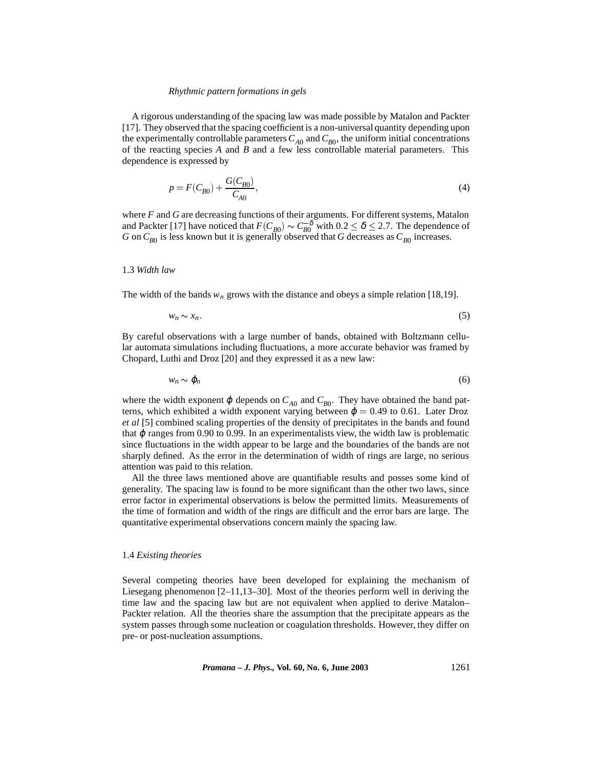A rigorous understanding of the spacing law was made possible by Matalon and Packter [17]. They observed that the spacing coefficient is a non-universal quantity depending upon the experimentally controllable parameters $C_{A0}$ and $C_{B0}$, the uniform initial concentrations of the reacting species $A$ and $B$ and a few less controllable material parameters. This dependence is expressed by

$$p = F(C_{B0}) + \frac{G(C_{B0})}{C_{A0}}, \tag{4}$$

where $F$ and $G$ are decreasing functions of their arguments. For different systems, Matalon and Packter [17] have noticed that $F(C_{B0}) \sim C_{B0}^{-\delta}$ with $0.2 \leq \delta \leq 2.7$. The dependence of $G$ on $C_{B0}$ is less known but it is generally observed that $G$ decreases as $C_{B0}$ increases.

### 1.3 *Width law*

The width of the bands $w_n$ grows with the distance and obeys a simple relation [18,19].

$$w_n \sim x_n. \tag{5}$$

By careful observations with a large number of bands, obtained with Boltzmann cellular automata simulations including fluctuations, a more accurate behavior was framed by Chopard, Luthi and Droz [20] and they expressed it as a new law:

$$w_n \sim \varphi_n \tag{6}$$

where the width exponent $\varphi$ depends on $C_{A0}$ and $C_{B0}$. They have obtained the band patterns, which exhibited a width exponent varying between $\varphi = 0.49$ to 0.61. Later Droz *et al* [5] combined scaling properties of the density of precipitates in the bands and found that $\varphi$ ranges from 0.90 to 0.99. In an experimentalists view, the width law is problematic since fluctuations in the width appear to be large and the boundaries of the bands are not sharply defined. As the error in the determination of width of rings are large, no serious attention was paid to this relation.

All the three laws mentioned above are quantifiable results and posses some kind of generality. The spacing law is found to be more significant than the other two laws, since error factor in experimental observations is below the permitted limits. Measurements of the time of formation and width of the rings are difficult and the error bars are large. The quantitative experimental observations concern mainly the spacing law.

### 1.4 *Existing theories*

Several competing theories have been developed for explaining the mechanism of Liesegang phenomenon [2–11,13–30]. Most of the theories perform well in deriving the time law and the spacing law but are not equivalent when applied to derive Matalon–Packter relation. All the theories share the assumption that the precipitate appears as the system passes through some nucleation or coagulation thresholds. However, they differ on pre- or post-nucleation assumptions.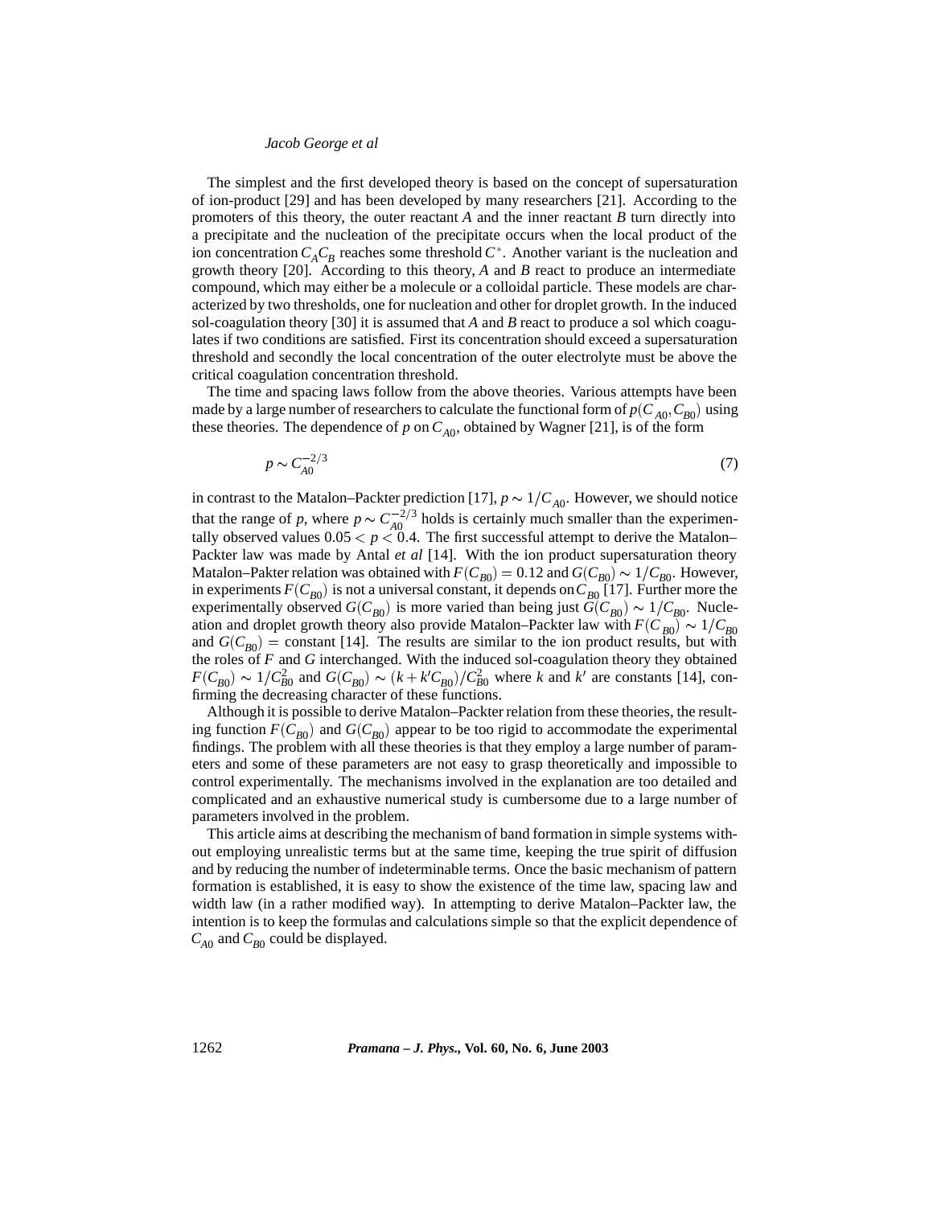The simplest and the first developed theory is based on the concept of supersaturation of ion-product [29] and has been developed by many researchers [21]. According to the promoters of this theory, the outer reactant $A$ and the inner reactant $B$ turn directly into a precipitate and the nucleation of the precipitate occurs when the local product of the ion concentration $C_A C_B$ reaches some threshold $C^*$. Another variant is the nucleation and growth theory [20]. According to this theory, $A$ and $B$ react to produce an intermediate compound, which may either be a molecule or a colloidal particle. These models are characterized by two thresholds, one for nucleation and other for droplet growth. In the induced sol-coagulation theory [30] it is assumed that $A$ and $B$ react to produce a sol which coagulates if two conditions are satisfied. First its concentration should exceed a supersaturation threshold and secondly the local concentration of the outer electrolyte must be above the critical coagulation concentration threshold.

The time and spacing laws follow from the above theories. Various attempts have been made by a large number of researchers to calculate the functional form of $p(C_{A0}, C_{B0})$ using these theories. The dependence of $p$ on $C_{A0}$, obtained by Wagner [21], is of the form

$$p \sim C_{A0}^{-2/3} \tag{7}$$

in contrast to the Matalon–Packter prediction [17], $p \sim 1/C_{A0}$. However, we should notice that the range of $p$, where $p \sim C_{A0}^{-2/3}$ holds is certainly much smaller than the experimentally observed values $0.05 < p < 0.4$. The first successful attempt to derive the Matalon–Packter law was made by Antal *et al* [14]. With the ion product supersaturation theory Matalon–Pakter relation was obtained with $F(C_{B0}) = 0.12$ and $G(C_{B0}) \sim 1/C_{B0}$. However, in experiments $F(C_{B0})$ is not a universal constant, it depends on $C_{B0}$ [17]. Further more the experimentally observed $G(C_{B0})$ is more varied than being just $G(C_{B0}) \sim 1/C_{B0}$. Nucleation and droplet growth theory also provide Matalon–Packter law with $F(C_{B0}) \sim 1/C_{B0}$ and $G(C_{B0}) =$ constant [14]. The results are similar to the ion product results, but with the roles of $F$ and $G$ interchanged. With the induced sol-coagulation theory they obtained $F(C_{B0}) \sim 1/C_{B0}^2$ and $G(C_{B0}) \sim (k + k' C_{B0})/C_{B0}^2$ where $k$ and $k'$ are constants [14], confirming the decreasing character of these functions.

Although it is possible to derive Matalon–Packter relation from these theories, the resulting function $F(C_{B0})$ and $G(C_{B0})$ appear to be too rigid to accommodate the experimental findings. The problem with all these theories is that they employ a large number of parameters and some of these parameters are not easy to grasp theoretically and impossible to control experimentally. The mechanisms involved in the explanation are too detailed and complicated and an exhaustive numerical study is cumbersome due to a large number of parameters involved in the problem.

This article aims at describing the mechanism of band formation in simple systems without employing unrealistic terms but at the same time, keeping the true spirit of diffusion and by reducing the number of indeterminable terms. Once the basic mechanism of pattern formation is established, it is easy to show the existence of the time law, spacing law and width law (in a rather modified way). In attempting to derive Matalon–Packter law, the intention is to keep the formulas and calculations simple so that the explicit dependence of $C_{A0}$ and $C_{B0}$ could be displayed.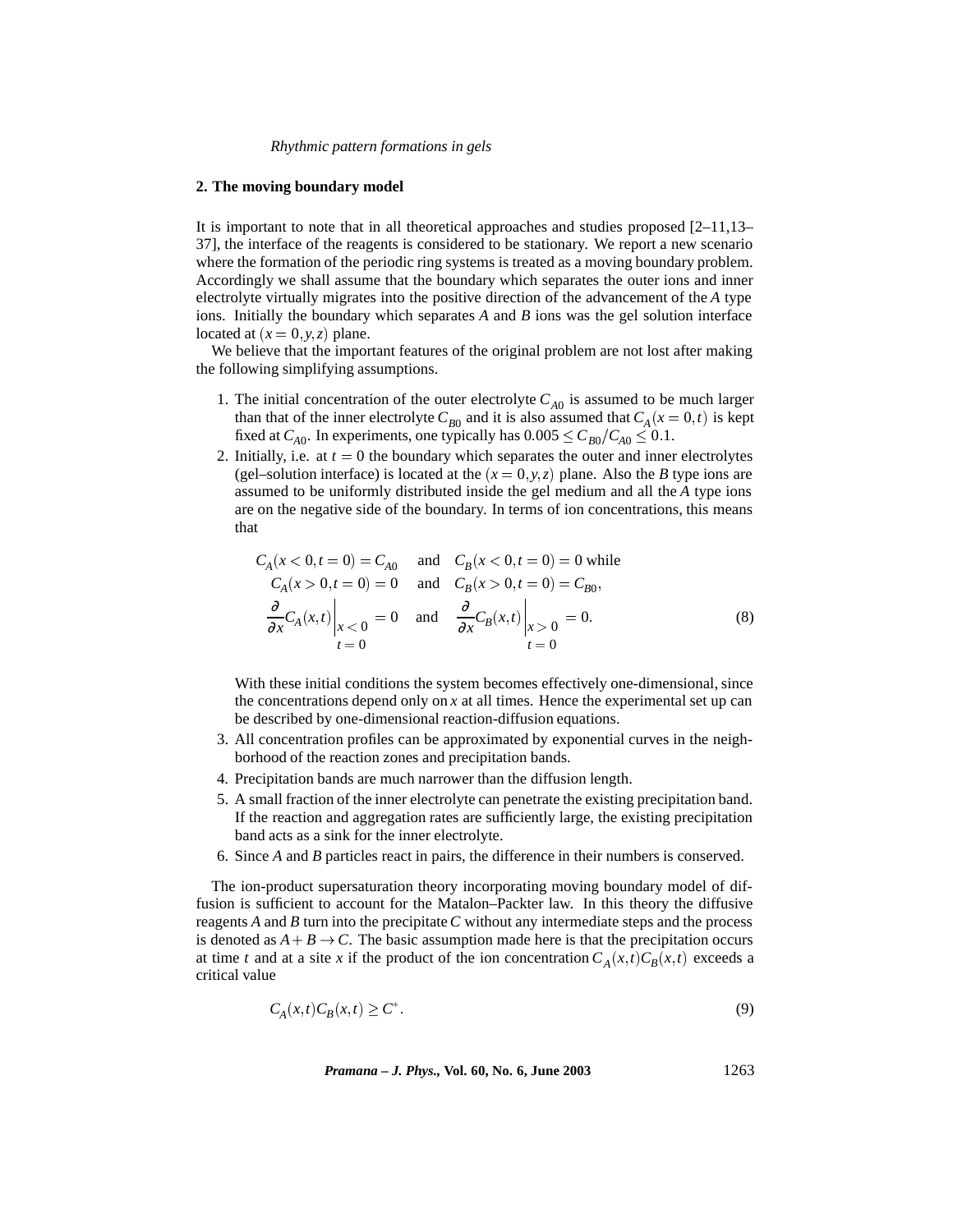## 2. The moving boundary model

It is important to note that in all theoretical approaches and studies proposed [2–11,13–37], the interface of the reagents is considered to be stationary. We report a new scenario where the formation of the periodic ring systems is treated as a moving boundary problem. Accordingly we shall assume that the boundary which separates the outer ions and inner electrolyte virtually migrates into the positive direction of the advancement of the $A$ type ions. Initially the boundary which separates $A$ and $B$ ions was the gel solution interface located at $(x = 0, y, z)$ plane.

We believe that the important features of the original problem are not lost after making the following simplifying assumptions.

1. The initial concentration of the outer electrolyte $C_{A0}$ is assumed to be much larger than that of the inner electrolyte $C_{B0}$ and it is also assumed that $C_A(x = 0, t)$ is kept fixed at $C_{A0}$. In experiments, one typically has $0.005 \leq C_{B0}/C_{A0} \leq 0.1$.
2. Initially, i.e. at $t = 0$ the boundary which separates the outer and inner electrolytes (gel–solution interface) is located at the $(x = 0, y, z)$ plane. Also the $B$ type ions are assumed to be uniformly distributed inside the gel medium and all the $A$ type ions are on the negative side of the boundary. In terms of ion concentrations, this means that

$$
\begin{aligned}
C_A(x < 0, t = 0) = C_{A0} \quad &\text{and} \quad C_B(x < 0, t = 0) = 0 \text{ while} \\
C_A(x > 0, t = 0) = 0 \quad &\text{and} \quad C_B(x > 0, t = 0) = C_{B0}, \\
\left.\frac{\partial}{\partial x} C_A(x,t)\right|_{\substack{x < 0 \\ t = 0}} = 0 \quad &\text{and} \quad \left.\frac{\partial}{\partial x} C_B(x,t)\right|_{\substack{x > 0 \\ t = 0}} = 0.
\end{aligned} \tag{8}
$$

With these initial conditions the system becomes effectively one-dimensional, since the concentrations depend only on $x$ at all times. Hence the experimental set up can be described by one-dimensional reaction-diffusion equations.
3. All concentration profiles can be approximated by exponential curves in the neighborhood of the reaction zones and precipitation bands.
4. Precipitation bands are much narrower than the diffusion length.
5. A small fraction of the inner electrolyte can penetrate the existing precipitation band. If the reaction and aggregation rates are sufficiently large, the existing precipitation band acts as a sink for the inner electrolyte.
6. Since $A$ and $B$ particles react in pairs, the difference in their numbers is conserved.

The ion-product supersaturation theory incorporating moving boundary model of diffusion is sufficient to account for the Matalon–Packter law. In this theory the diffusive reagents $A$ and $B$ turn into the precipitate $C$ without any intermediate steps and the process is denoted as $A + B \rightarrow C$. The basic assumption made here is that the precipitation occurs at time $t$ and at a site $x$ if the product of the ion concentration $C_A(x,t)C_B(x,t)$ exceeds a critical value

$$
C_A(x,t)C_B(x,t) \geq C^*. \tag{9}
$$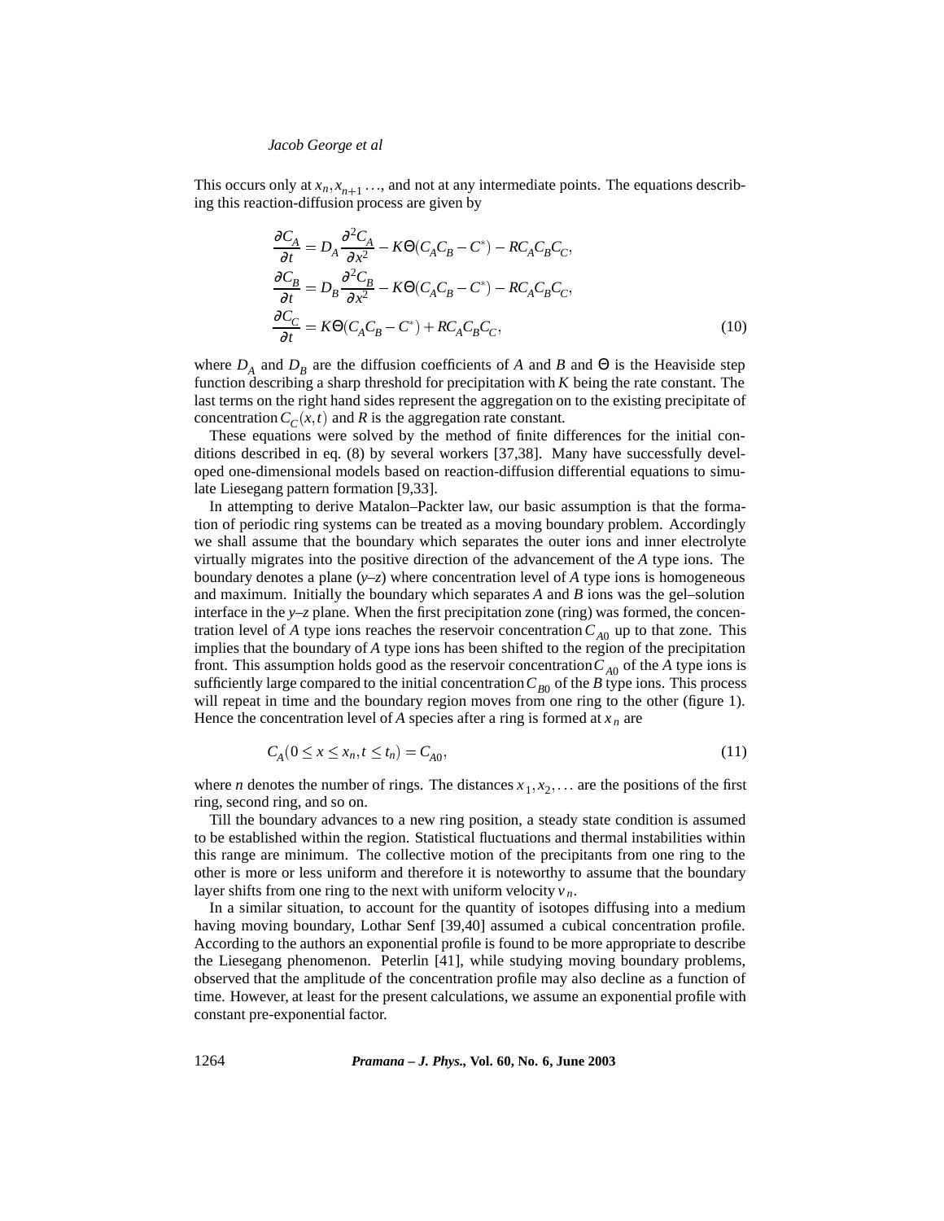This occurs only at $x_n, x_{n+1} \ldots$, and not at any intermediate points. The equations describing this reaction-diffusion process are given by

$$
\begin{aligned}
\frac{\partial C_A}{\partial t} &= D_A \frac{\partial^2 C_A}{\partial x^2} - K\Theta(C_A C_B - C^*) - RC_A C_B C_C, \\
\frac{\partial C_B}{\partial t} &= D_B \frac{\partial^2 C_B}{\partial x^2} - K\Theta(C_A C_B - C^*) - RC_A C_B C_C, \\
\frac{\partial C_C}{\partial t} &= K\Theta(C_A C_B - C^*) + RC_A C_B C_C,
\end{aligned}
\tag{10}
$$

where $D_A$ and $D_B$ are the diffusion coefficients of *A* and *B* and $\Theta$ is the Heaviside step function describing a sharp threshold for precipitation with $K$ being the rate constant. The last terms on the right hand sides represent the aggregation on to the existing precipitate of concentration $C_C(x,t)$ and $R$ is the aggregation rate constant.

These equations were solved by the method of finite differences for the initial conditions described in eq. (8) by several workers [37,38]. Many have successfully developed one-dimensional models based on reaction-diffusion differential equations to simulate Liesegang pattern formation [9,33].

In attempting to derive Matalon–Packter law, our basic assumption is that the formation of periodic ring systems can be treated as a moving boundary problem. Accordingly we shall assume that the boundary which separates the outer ions and inner electrolyte virtually migrates into the positive direction of the advancement of the *A* type ions. The boundary denotes a plane (*y*–*z*) where concentration level of *A* type ions is homogeneous and maximum. Initially the boundary which separates *A* and *B* ions was the gel–solution interface in the *y*–*z* plane. When the first precipitation zone (ring) was formed, the concentration level of *A* type ions reaches the reservoir concentration $C_{A0}$ up to that zone. This implies that the boundary of *A* type ions has been shifted to the region of the precipitation front. This assumption holds good as the reservoir concentration $C_{A0}$ of the *A* type ions is sufficiently large compared to the initial concentration $C_{B0}$ of the *B* type ions. This process will repeat in time and the boundary region moves from one ring to the other (figure 1). Hence the concentration level of *A* species after a ring is formed at $x_n$ are

$$
C_A(0 \le x \le x_n, t \le t_n) = C_{A0},
\tag{11}
$$

where $n$ denotes the number of rings. The distances $x_1, x_2, \ldots$ are the positions of the first ring, second ring, and so on.

Till the boundary advances to a new ring position, a steady state condition is assumed to be established within the region. Statistical fluctuations and thermal instabilities within this range are minimum. The collective motion of the precipitants from one ring to the other is more or less uniform and therefore it is noteworthy to assume that the boundary layer shifts from one ring to the next with uniform velocity $v_n$.

In a similar situation, to account for the quantity of isotopes diffusing into a medium having moving boundary, Lothar Senf [39,40] assumed a cubical concentration profile. According to the authors an exponential profile is found to be more appropriate to describe the Liesegang phenomenon. Peterlin [41], while studying moving boundary problems, observed that the amplitude of the concentration profile may also decline as a function of time. However, at least for the present calculations, we assume an exponential profile with constant pre-exponential factor.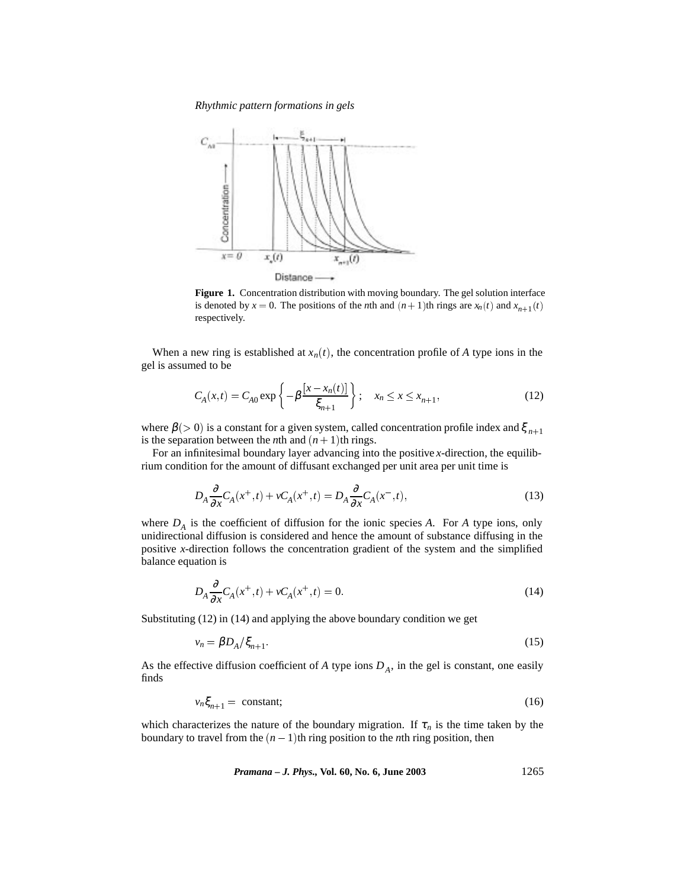**Figure 1.** Concentration distribution with moving boundary. The gel solution interface is denoted by $x = 0$. The positions of the $n$th and $(n+1)$th rings are $x_n(t)$ and $x_{n+1}(t)$ respectively.

When a new ring is established at $x_n(t)$, the concentration profile of $A$ type ions in the gel is assumed to be

$$C_A(x,t) = C_{A0} \exp\left\{-\beta \frac{[x - x_n(t)]}{\xi_{n+1}}\right\}; \quad x_n \le x \le x_{n+1}, \tag{12}$$

where $\beta (> 0)$ is a constant for a given system, called concentration profile index and $\xi_{n+1}$ is the separation between the $n$th and $(n+1)$th rings.

For an infinitesimal boundary layer advancing into the positive $x$-direction, the equilibrium condition for the amount of diffusant exchanged per unit area per unit time is

$$D_A \frac{\partial}{\partial x} C_A(x^+,t) + v C_A(x^+,t) = D_A \frac{\partial}{\partial x} C_A(x^-,t), \tag{13}$$

where $D_A$ is the coefficient of diffusion for the ionic species $A$. For $A$ type ions, only unidirectional diffusion is considered and hence the amount of substance diffusing in the positive $x$-direction follows the concentration gradient of the system and the simplified balance equation is

$$D_A \frac{\partial}{\partial x} C_A(x^+,t) + v C_A(x^+,t) = 0. \tag{14}$$

Substituting (12) in (14) and applying the above boundary condition we get

$$v_n = \beta D_A / \xi_{n+1}. \tag{15}$$

As the effective diffusion coefficient of $A$ type ions $D_A$, in the gel is constant, one easily finds

$$v_n \xi_{n+1} = \text{ constant}; \tag{16}$$

which characterizes the nature of the boundary migration. If $\tau_n$ is the time taken by the boundary to travel from the $(n-1)$th ring position to the $n$th ring position, then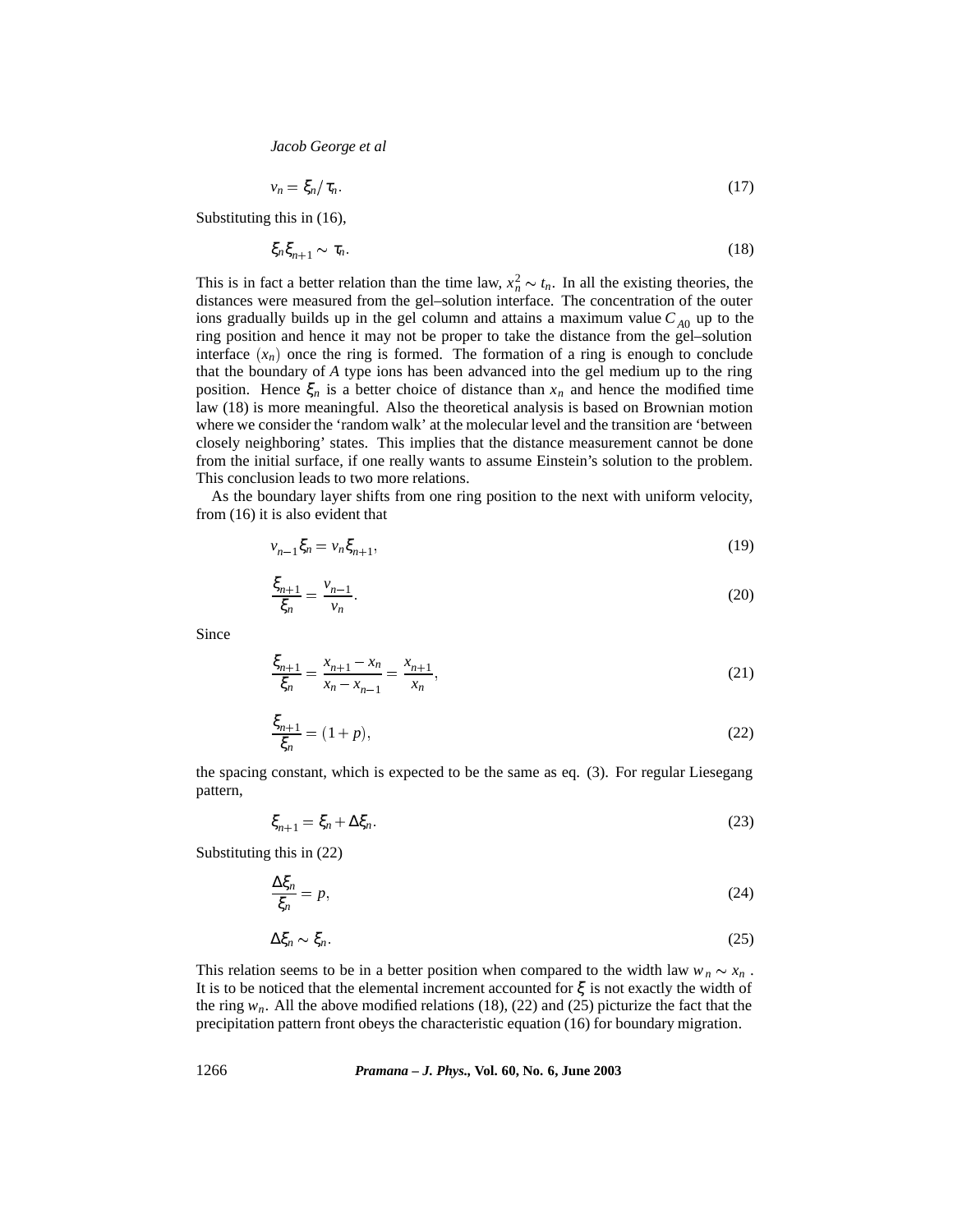$$v_n = \xi_n / \tau_n. \tag{17}$$

Substituting this in (16),

$$\xi_n \xi_{n+1} \sim \tau_n. \tag{18}$$

This is in fact a better relation than the time law, $x_n^2 \sim t_n$. In all the existing theories, the distances were measured from the gel–solution interface. The concentration of the outer ions gradually builds up in the gel column and attains a maximum value $C_{A0}$ up to the ring position and hence it may not be proper to take the distance from the gel–solution interface $(x_n)$ once the ring is formed. The formation of a ring is enough to conclude that the boundary of $A$ type ions has been advanced into the gel medium up to the ring position. Hence $\xi_n$ is a better choice of distance than $x_n$ and hence the modified time law (18) is more meaningful. Also the theoretical analysis is based on Brownian motion where we consider the 'random walk' at the molecular level and the transition are 'between closely neighboring' states. This implies that the distance measurement cannot be done from the initial surface, if one really wants to assume Einstein's solution to the problem. This conclusion leads to two more relations.

As the boundary layer shifts from one ring position to the next with uniform velocity, from (16) it is also evident that

$$v_{n-1} \xi_n = v_n \xi_{n+1}, \tag{19}$$

$$\frac{\xi_{n+1}}{\xi_n} = \frac{v_{n-1}}{v_n}. \tag{20}$$

Since

$$\frac{\xi_{n+1}}{\xi_n} = \frac{x_{n+1} - x_n}{x_n - x_{n-1}} = \frac{x_{n+1}}{x_n}, \tag{21}$$

$$\frac{\xi_{n+1}}{\xi_n} = (1 + p), \tag{22}$$

the spacing constant, which is expected to be the same as eq. (3). For regular Liesegang pattern,

$$\xi_{n+1} = \xi_n + \Delta \xi_n. \tag{23}$$

Substituting this in (22)

$$\frac{\Delta \xi_n}{\xi_n} = p, \tag{24}$$

$$\Delta \xi_n \sim \xi_n. \tag{25}$$

This relation seems to be in a better position when compared to the width law $w_n \sim x_n$. It is to be noticed that the elemental increment accounted for $\xi$ is not exactly the width of the ring $w_n$. All the above modified relations (18), (22) and (25) picturize the fact that the precipitation pattern front obeys the characteristic equation (16) for boundary migration.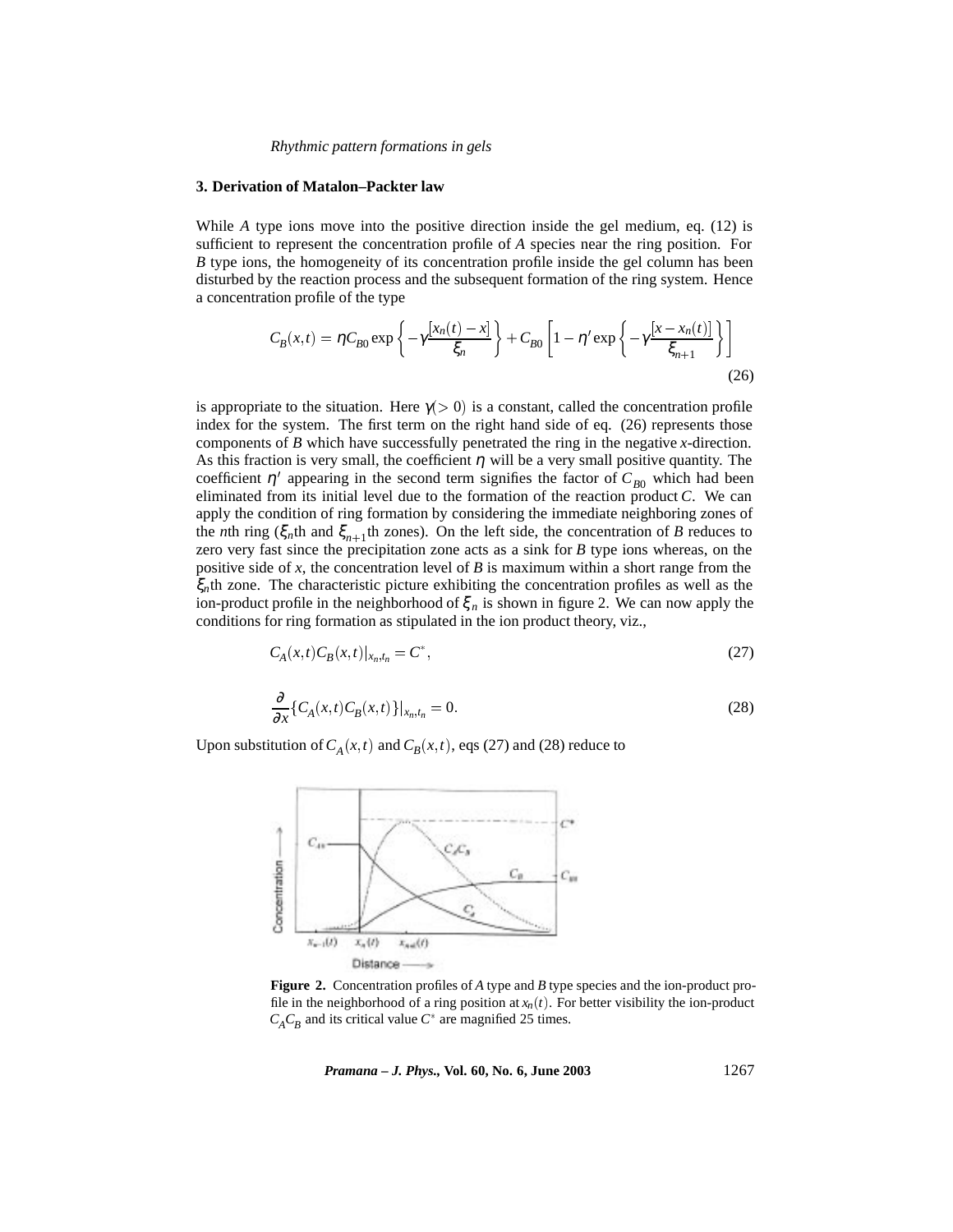## 3. Derivation of Matalon–Packter law

While *A* type ions move into the positive direction inside the gel medium, eq. (12) is sufficient to represent the concentration profile of *A* species near the ring position. For *B* type ions, the homogeneity of its concentration profile inside the gel column has been disturbed by the reaction process and the subsequent formation of the ring system. Hence a concentration profile of the type

$$C_B(x,t) = \eta C_{B0} \exp\left\{-\gamma \frac{[x_n(t)-x]}{\xi_n}\right\} + C_{B0}\left[1-\eta' \exp\left\{-\gamma \frac{[x-x_n(t)]}{\xi_{n+1}}\right\}\right] \tag{26}$$

is appropriate to the situation. Here $\gamma (>0)$ is a constant, called the concentration profile index for the system. The first term on the right hand side of eq. (26) represents those components of *B* which have successfully penetrated the ring in the negative *x*-direction. As this fraction is very small, the coefficient $\eta$ will be a very small positive quantity. The coefficient $\eta'$ appearing in the second term signifies the factor of $C_{B0}$ which had been eliminated from its initial level due to the formation of the reaction product *C*. We can apply the condition of ring formation by considering the immediate neighboring zones of the *n*th ring ($\xi_n$th and $\xi_{n+1}$th zones). On the left side, the concentration of *B* reduces to zero very fast since the precipitation zone acts as a sink for *B* type ions whereas, on the positive side of *x*, the concentration level of *B* is maximum within a short range from the $\xi_n$th zone. The characteristic picture exhibiting the concentration profiles as well as the ion-product profile in the neighborhood of $\xi_n$ is shown in figure 2. We can now apply the conditions for ring formation as stipulated in the ion product theory, viz.,

$$C_A(x,t)C_B(x,t)|_{x_n,t_n} = C^*, \tag{27}$$

$$\frac{\partial}{\partial x}\{C_A(x,t)C_B(x,t)\}|_{x_n,t_n} = 0. \tag{28}$$

Upon substitution of $C_A(x,t)$ and $C_B(x,t)$, eqs (27) and (28) reduce to

**Figure 2.** Concentration profiles of *A* type and *B* type species and the ion-product profile in the neighborhood of a ring position at $x_n(t)$. For better visibility the ion-product $C_A C_B$ and its critical value $C^*$ are magnified 25 times.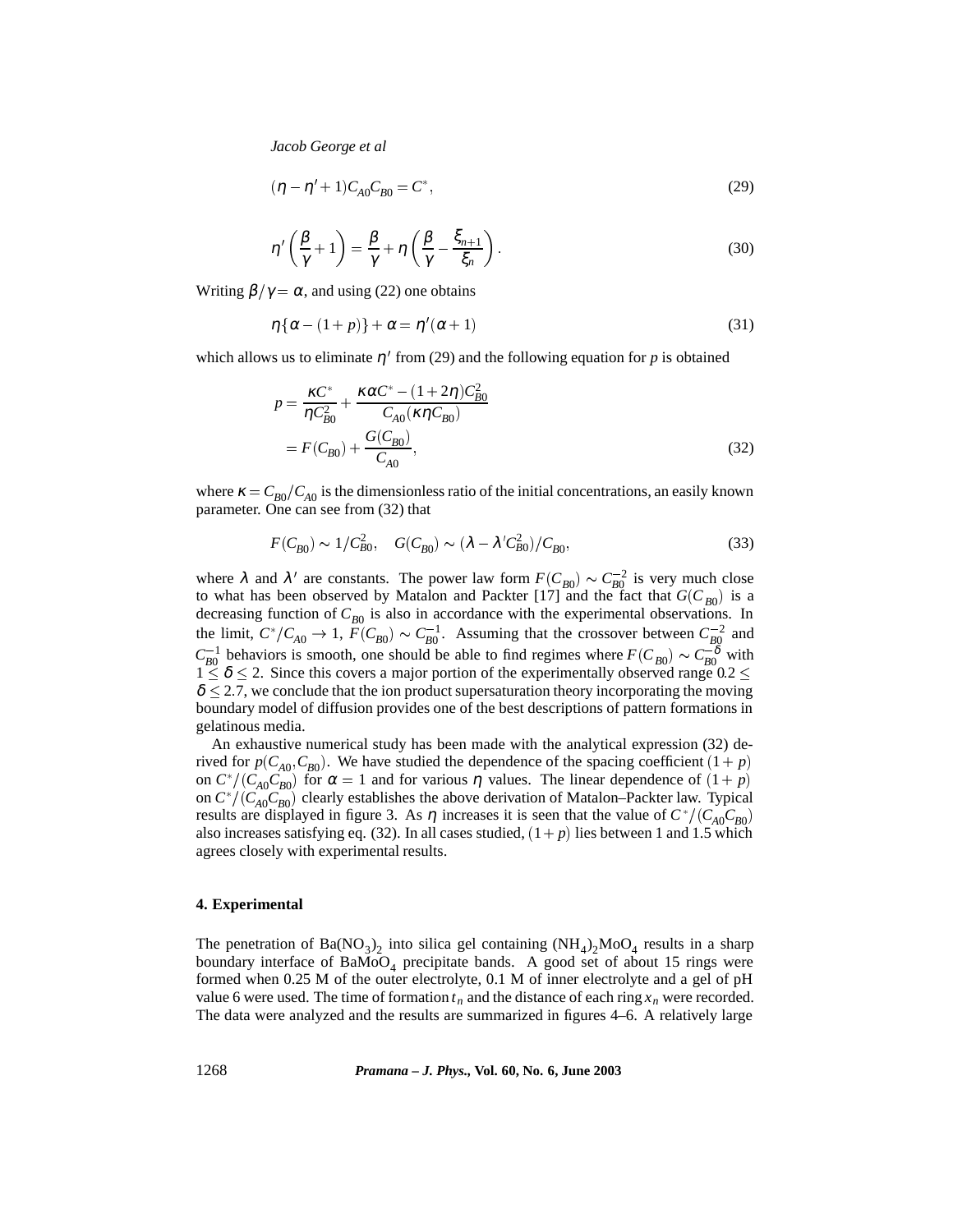$$(\eta - \eta' + 1)C_{A0}C_{B0} = C^*, \tag{29}$$

$$\eta'\left(\frac{\beta}{\gamma} + 1\right) = \frac{\beta}{\gamma} + \eta\left(\frac{\beta}{\gamma} - \frac{\xi_{n+1}}{\xi_n}\right). \tag{30}$$

Writing $\beta/\gamma = \alpha$, and using (22) one obtains

$$\eta\{\alpha - (1+p)\} + \alpha = \eta'(\alpha + 1) \tag{31}$$

which allows us to eliminate $\eta'$ from (29) and the following equation for $p$ is obtained

$$\begin{aligned} p &= \frac{\kappa C^*}{\eta C_{B0}^2} + \frac{\kappa\alpha C^* - (1+2\eta)C_{B0}^2}{C_{A0}(\kappa\eta C_{B0})} \\ &= F(C_{B0}) + \frac{G(C_{B0})}{C_{A0}}, \end{aligned} \tag{32}$$

where $\kappa = C_{B0}/C_{A0}$ is the dimensionless ratio of the initial concentrations, an easily known parameter. One can see from (32) that

$$F(C_{B0}) \sim 1/C_{B0}^2, \quad G(C_{B0}) \sim (\lambda - \lambda' C_{B0}^2)/C_{B0}, \tag{33}$$

where $\lambda$ and $\lambda'$ are constants. The power law form $F(C_{B0}) \sim C_{B0}^{-2}$ is very much close to what has been observed by Matalon and Packter [17] and the fact that $G(C_{B0})$ is a decreasing function of $C_{B0}$ is also in accordance with the experimental observations. In the limit, $C^*/C_{A0} \to 1$, $F(C_{B0}) \sim C_{B0}^{-1}$. Assuming that the crossover between $C_{B0}^{-2}$ and $C_{B0}^{-1}$ behaviors is smooth, one should be able to find regimes where $F(C_{B0}) \sim C_{B0}^{-\delta}$ with $1 \leq \delta \leq 2$. Since this covers a major portion of the experimentally observed range $0.2 \leq \delta \leq 2.7$, we conclude that the ion product supersaturation theory incorporating the moving boundary model of diffusion provides one of the best descriptions of pattern formations in gelatinous media.

An exhaustive numerical study has been made with the analytical expression (32) derived for $p(C_{A0}, C_{B0})$. We have studied the dependence of the spacing coefficient $(1+p)$ on $C^*/(C_{A0}C_{B0})$ for $\alpha = 1$ and for various $\eta$ values. The linear dependence of $(1+p)$ on $C^*/(C_{A0}C_{B0})$ clearly establishes the above derivation of Matalon–Packter law. Typical results are displayed in figure 3. As $\eta$ increases it is seen that the value of $C^*/(C_{A0}C_{B0})$ also increases satisfying eq. (32). In all cases studied, $(1+p)$ lies between 1 and 1.5 which agrees closely with experimental results.

## 4. Experimental

The penetration of $Ba(NO_3)_2$ into silica gel containing $(NH_4)_2MoO_4$ results in a sharp boundary interface of $BaMoO_4$ precipitate bands. A good set of about 15 rings were formed when 0.25 M of the outer electrolyte, 0.1 M of inner electrolyte and a gel of pH value 6 were used. The time of formation $t_n$ and the distance of each ring $x_n$ were recorded. The data were analyzed and the results are summarized in figures 4–6. A relatively large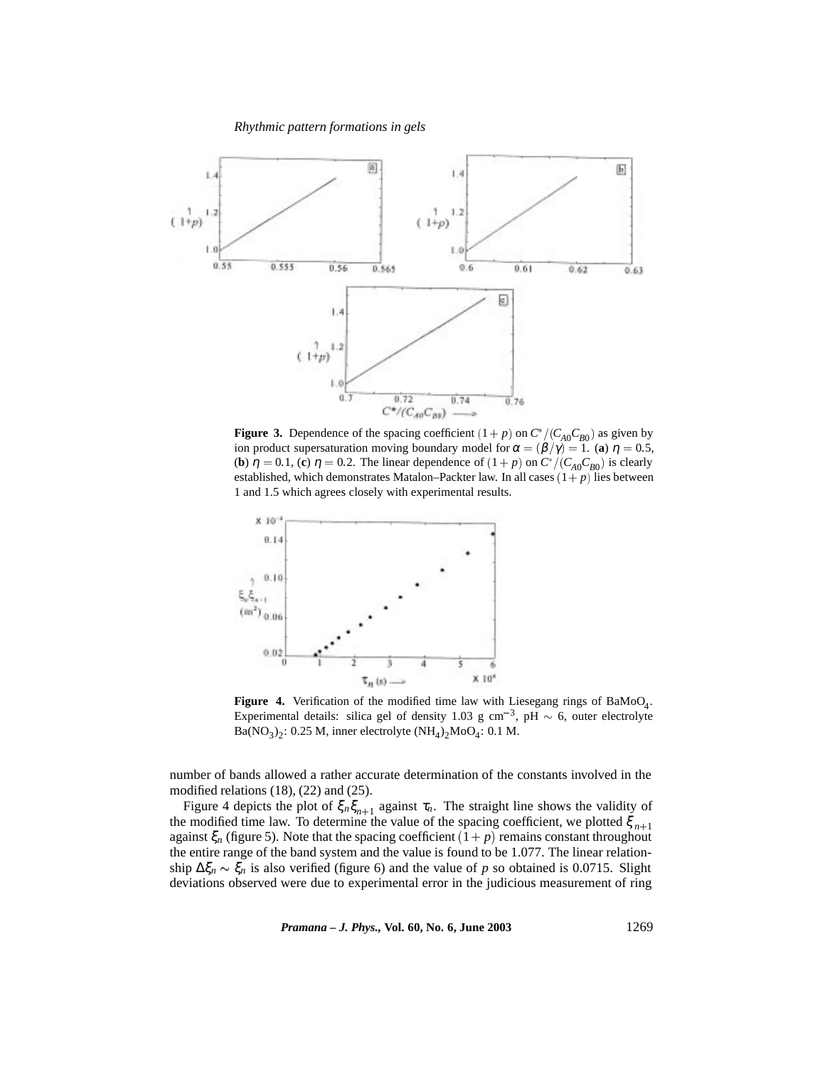**Figure 3.** Dependence of the spacing coefficient $(1+p)$ on $C^*/(C_{A0}C_{B0})$ as given by ion product supersaturation moving boundary model for $\alpha = (\beta/\gamma) = 1$. (**a**) $\eta = 0.5$, (**b**) $\eta = 0.1$, (**c**) $\eta = 0.2$. The linear dependence of $(1+p)$ on $C^*/(C_{A0}C_{B0})$ is clearly established, which demonstrates Matalon–Packter law. In all cases $(1+p)$ lies between 1 and 1.5 which agrees closely with experimental results.

**Figure 4.** Verification of the modified time law with Liesegang rings of $BaMoO_4$. Experimental details: silica gel of density 1.03 g cm$^{-3}$, pH $\sim$ 6, outer electrolyte $Ba(NO_3)_2$: 0.25 M, inner electrolyte $(NH_4)_2MoO_4$: 0.1 M.

number of bands allowed a rather accurate determination of the constants involved in the modified relations (18), (22) and (25).

Figure 4 depicts the plot of $\xi_n \xi_{n+1}$ against $\tau_n$. The straight line shows the validity of the modified time law. To determine the value of the spacing coefficient, we plotted $\xi_{n+1}$ against $\xi_n$ (figure 5). Note that the spacing coefficient $(1+p)$ remains constant throughout the entire range of the band system and the value is found to be 1.077. The linear relationship $\Delta\xi_n \sim \xi_n$ is also verified (figure 6) and the value of $p$ so obtained is 0.0715. Slight deviations observed were due to experimental error in the judicious measurement of ring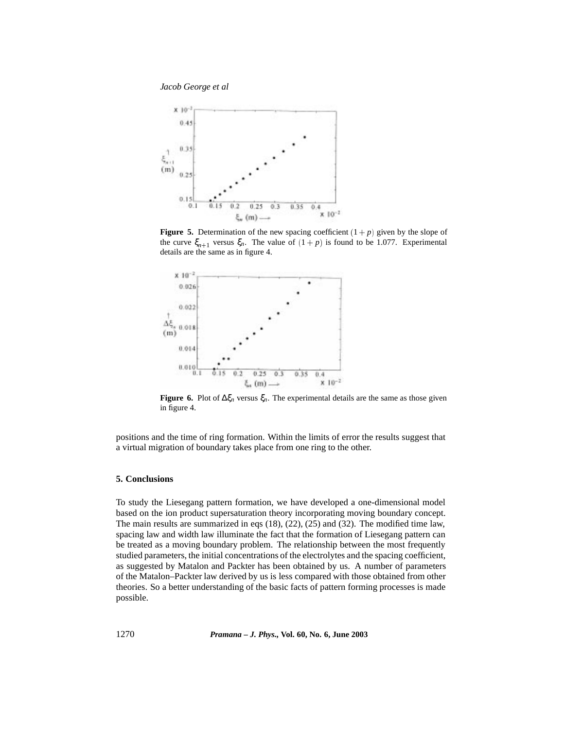**Figure 5.** Determination of the new spacing coefficient $(1+p)$ given by the slope of the curve $\xi_{n+1}$ versus $\xi_n$. The value of $(1+p)$ is found to be 1.077. Experimental details are the same as in figure 4.

**Figure 6.** Plot of $\Delta\xi_n$ versus $\xi_n$. The experimental details are the same as those given in figure 4.

positions and the time of ring formation. Within the limits of error the results suggest that a virtual migration of boundary takes place from one ring to the other.

## 5. Conclusions

To study the Liesegang pattern formation, we have developed a one-dimensional model based on the ion product supersaturation theory incorporating moving boundary concept. The main results are summarized in eqs (18), (22), (25) and (32). The modified time law, spacing law and width law illuminate the fact that the formation of Liesegang pattern can be treated as a moving boundary problem. The relationship between the most frequently studied parameters, the initial concentrations of the electrolytes and the spacing coefficient, as suggested by Matalon and Packter has been obtained by us. A number of parameters of the Matalon–Packter law derived by us is less compared with those obtained from other theories. So a better understanding of the basic facts of pattern forming processes is made possible.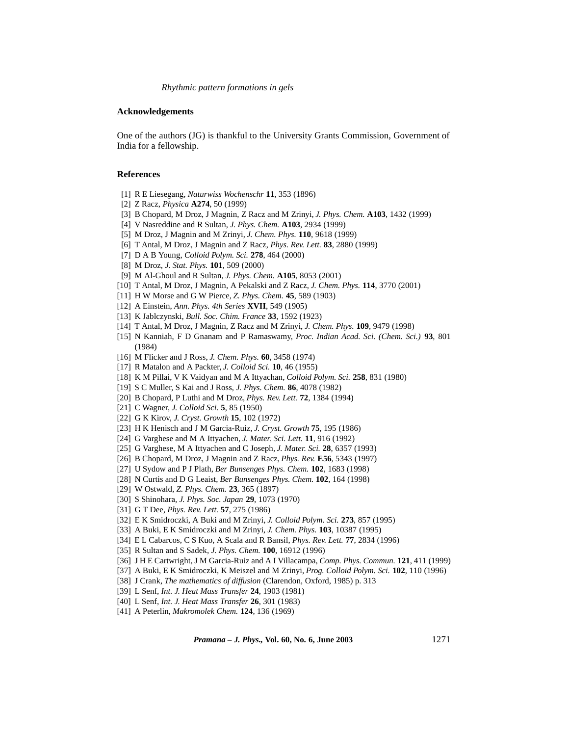## Acknowledgements

One of the authors (JG) is thankful to the University Grants Commission, Government of India for a fellowship.

## References

[1] R E Liesegang, *Naturwiss Wochenschr* **11**, 353 (1896)
[2] Z Racz, *Physica* **A274**, 50 (1999)
[3] B Chopard, M Droz, J Magnin, Z Racz and M Zrinyi, *J. Phys. Chem.* **A103**, 1432 (1999)
[4] V Nasreddine and R Sultan, *J. Phys. Chem.* **A103**, 2934 (1999)
[5] M Droz, J Magnin and M Zrinyi, *J. Chem. Phys.* **110**, 9618 (1999)
[6] T Antal, M Droz, J Magnin and Z Racz, *Phys. Rev. Lett.* **83**, 2880 (1999)
[7] D A B Young, *Colloid Polym. Sci.* **278**, 464 (2000)
[8] M Droz, *J. Stat. Phys.* **101**, 509 (2000)
[9] M Al-Ghoul and R Sultan, *J. Phys. Chem.* **A105**, 8053 (2001)
[10] T Antal, M Droz, J Magnin, A Pekalski and Z Racz, *J. Chem. Phys.* **114**, 3770 (2001)
[11] H W Morse and G W Pierce, *Z. Phys. Chem.* **45**, 589 (1903)
[12] A Einstein, *Ann. Phys. 4th Series* **XVII**, 549 (1905)
[13] K Jablczynski, *Bull. Soc. Chim. France* **33**, 1592 (1923)
[14] T Antal, M Droz, J Magnin, Z Racz and M Zrinyi, *J. Chem. Phys.* **109**, 9479 (1998)
[15] N Kanniah, F D Gnanam and P Ramaswamy, *Proc. Indian Acad. Sci. (Chem. Sci.)* **93**, 801 (1984)
[16] M Flicker and J Ross, *J. Chem. Phys.* **60**, 3458 (1974)
[17] R Matalon and A Packter, *J. Colloid Sci.* **10**, 46 (1955)
[18] K M Pillai, V K Vaidyan and M A Ittyachan, *Colloid Polym. Sci.* **258**, 831 (1980)
[19] S C Muller, S Kai and J Ross, *J. Phys. Chem.* **86**, 4078 (1982)
[20] B Chopard, P Luthi and M Droz, *Phys. Rev. Lett.* **72**, 1384 (1994)
[21] C Wagner, *J. Colloid Sci.* **5**, 85 (1950)
[22] G K Kirov, *J. Cryst. Growth* **15**, 102 (1972)
[23] H K Henisch and J M Garcia-Ruiz, *J. Cryst. Growth* **75**, 195 (1986)
[24] G Varghese and M A Ittyachen, *J. Mater. Sci. Lett.* **11**, 916 (1992)
[25] G Varghese, M A Ittyachen and C Joseph, *J. Mater. Sci.* **28**, 6357 (1993)
[26] B Chopard, M Droz, J Magnin and Z Racz, *Phys. Rev.* **E56**, 5343 (1997)
[27] U Sydow and P J Plath, *Ber Bunsenges Phys. Chem.* **102**, 1683 (1998)
[28] N Curtis and D G Leaist, *Ber Bunsenges Phys. Chem.* **102**, 164 (1998)
[29] W Ostwald, *Z. Phys. Chem.* **23**, 365 (1897)
[30] S Shinohara, *J. Phys. Soc. Japan* **29**, 1073 (1970)
[31] G T Dee, *Phys. Rev. Lett.* **57**, 275 (1986)
[32] E K Smidroczki, A Buki and M Zrinyi, *J. Colloid Polym. Sci.* **273**, 857 (1995)
[33] A Buki, E K Smidroczki and M Zrinyi, *J. Chem. Phys.* **103**, 10387 (1995)
[34] E L Cabarcos, C S Kuo, A Scala and R Bansil, *Phys. Rev. Lett.* **77**, 2834 (1996)
[35] R Sultan and S Sadek, *J. Phys. Chem.* **100**, 16912 (1996)
[36] J H E Cartwright, J M Garcia-Ruiz and A I Villacampa, *Comp. Phys. Commun.* **121**, 411 (1999)
[37] A Buki, E K Smidroczki, K Meiszel and M Zrinyi, *Prog. Colloid Polym. Sci.* **102**, 110 (1996)
[38] J Crank, *The mathematics of diffusion* (Clarendon, Oxford, 1985) p. 313
[39] L Senf, *Int. J. Heat Mass Transfer* **24**, 1903 (1981)
[40] L Senf, *Int. J. Heat Mass Transfer* **26**, 301 (1983)
[41] A Peterlin, *Makromolek Chem.* **124**, 136 (1969)